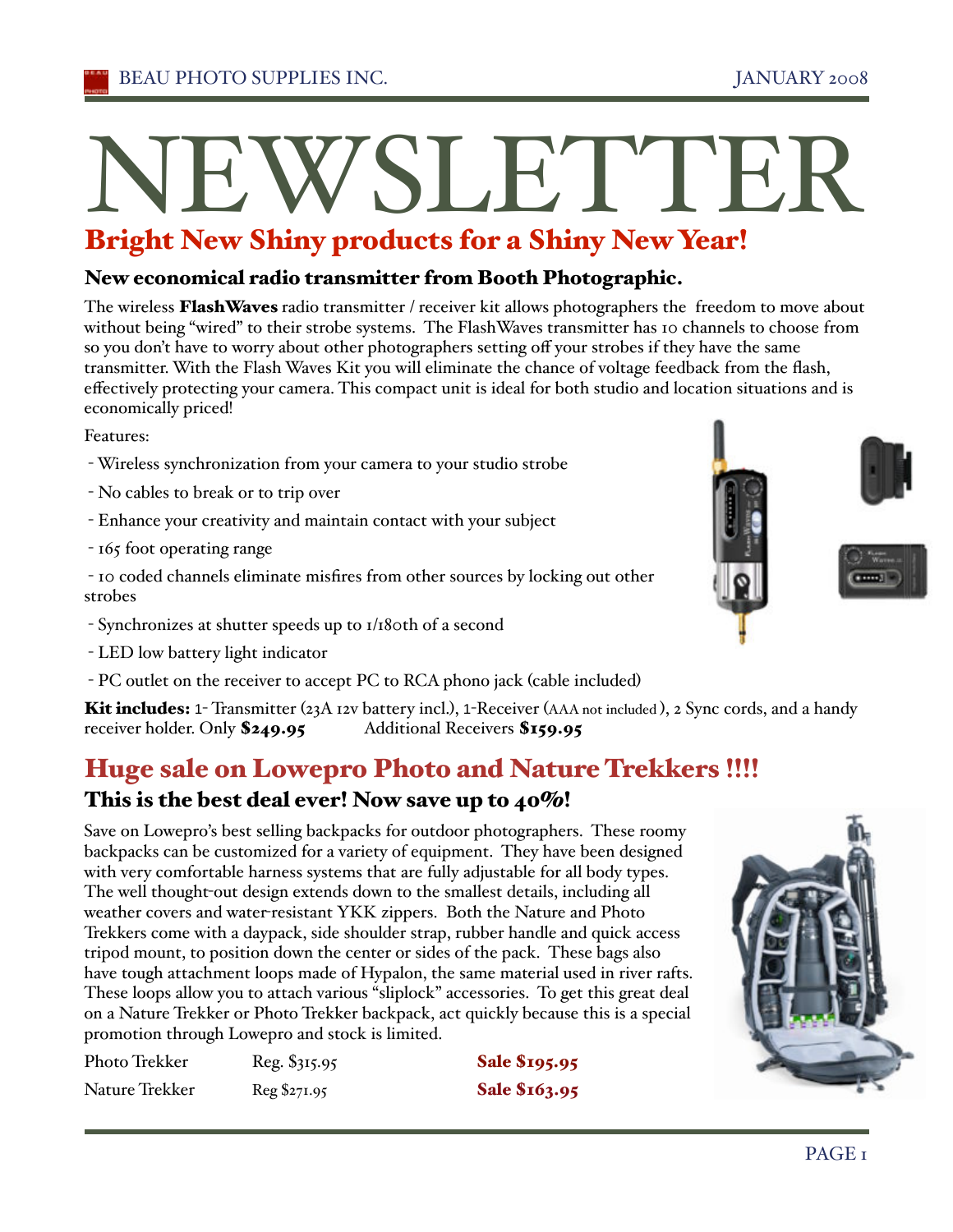# NEWSLETTER

## Bright New Shiny products for a Shiny New Year!

### New economical radio transmitter from Booth Photographic.

The wireless **FlashWaves** radio transmitter / receiver kit allows photographers the freedom to move about without being "wired" to their strobe systems. The FlashWaves transmitter has 10 channels to choose from so you don't have to worry about other photographers setting off your strobes if they have the same transmitter. With the Flash Waves Kit you will eliminate the chance of voltage feedback from the flash, effectively protecting your camera. This compact unit is ideal for both studio and location situations and is economically priced!

Features:

- Wireless synchronization from your camera to your studio strobe
- No cables to break or to trip over
- Enhance your creativity and maintain contact with your subject
- 165 foot operating range
- 10 coded channels eliminate misfires from other sources by locking out other strobes
- Synchronizes at shutter speeds up to 1/180th of a second
- LED low battery light indicator
- PC outlet on the receiver to accept PC to RCA phono jack (cable included)

**Kit includes:** 1- Transmitter (23A 12v battery incl.), 1-Receiver (AAA not included), 2 Sync cords, and a handy receiver holder. Only **$249.95** Additional Receivers **$159.95**

## Huge sale on Lowepro Photo and Nature Trekkers !!!!

### This is the best deal ever! Now save up to 40%!

Save on Lowepro's best selling backpacks for outdoor photographers. These roomy backpacks can be customized for a variety of equipment. They have been designed with very comfortable harness systems that are fully adjustable for all body types. The well thought-out design extends down to the smallest details, including all weather covers and water-resistant YKK zippers. Both the Nature and Photo Trekkers come with a daypack, side shoulder strap, rubber handle and quick access tripod mount, to position down the center or sides of the pack. These bags also have tough attachment loops made of Hypalon, the same material used in river rafts. These loops allow you to attach various "sliplock" accessories. To get this great deal on a Nature Trekker or Photo Trekker backpack, act quickly because this is a special promotion through Lowepro and stock is limited.

| | | |
|---|---|---|
| Photo Trekker | Reg. $315.95 | **Sale $195.95** |
| Nature Trekker | Reg $271.95 | **Sale $163.95** |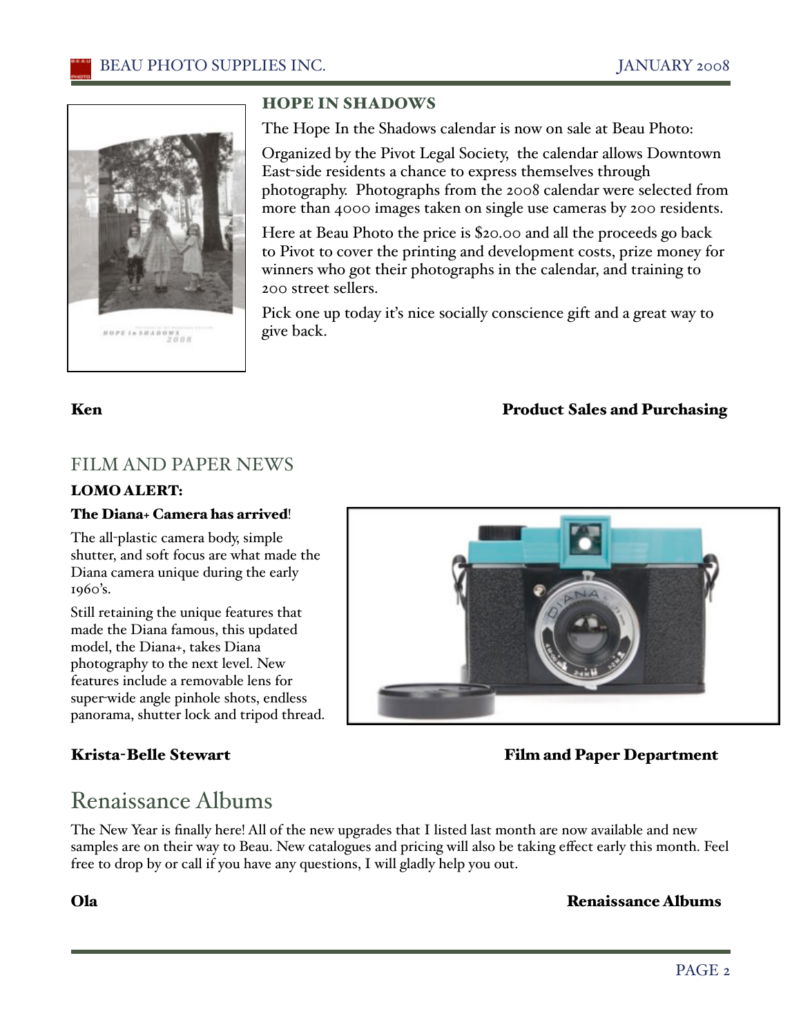### HOPE IN SHADOWS

The Hope In the Shadows calendar is now on sale at Beau Photo:

Organized by the Pivot Legal Society, the calendar allows Downtown East-side residents a chance to express themselves through photography. Photographs from the 2008 calendar were selected from more than 4000 images taken on single use cameras by 200 residents.

Here at Beau Photo the price is $20.00 and all the proceeds go back to Pivot to cover the printing and development costs, prize money for winners who got their photographs in the calendar, and training to 200 street sellers.

Pick one up today it's nice socially conscience gift and a great way to give back.

**Ken** — **Product Sales and Purchasing**

## FILM AND PAPER NEWS

### LOMO ALERT:

**The Diana+ Camera has arrived!**

The all-plastic camera body, simple shutter, and soft focus are what made the Diana camera unique during the early 1960's.

Still retaining the unique features that made the Diana famous, this updated model, the Diana+, takes Diana photography to the next level. New features include a removable lens for super-wide angle pinhole shots, endless panorama, shutter lock and tripod thread.

**Krista-Belle Stewart** — **Film and Paper Department**

## Renaissance Albums

The New Year is finally here! All of the new upgrades that I listed last month are now available and new samples are on their way to Beau. New catalogues and pricing will also be taking effect early this month. Feel free to drop by or call if you have any questions, I will gladly help you out.

**Ola** — **Renaissance Albums**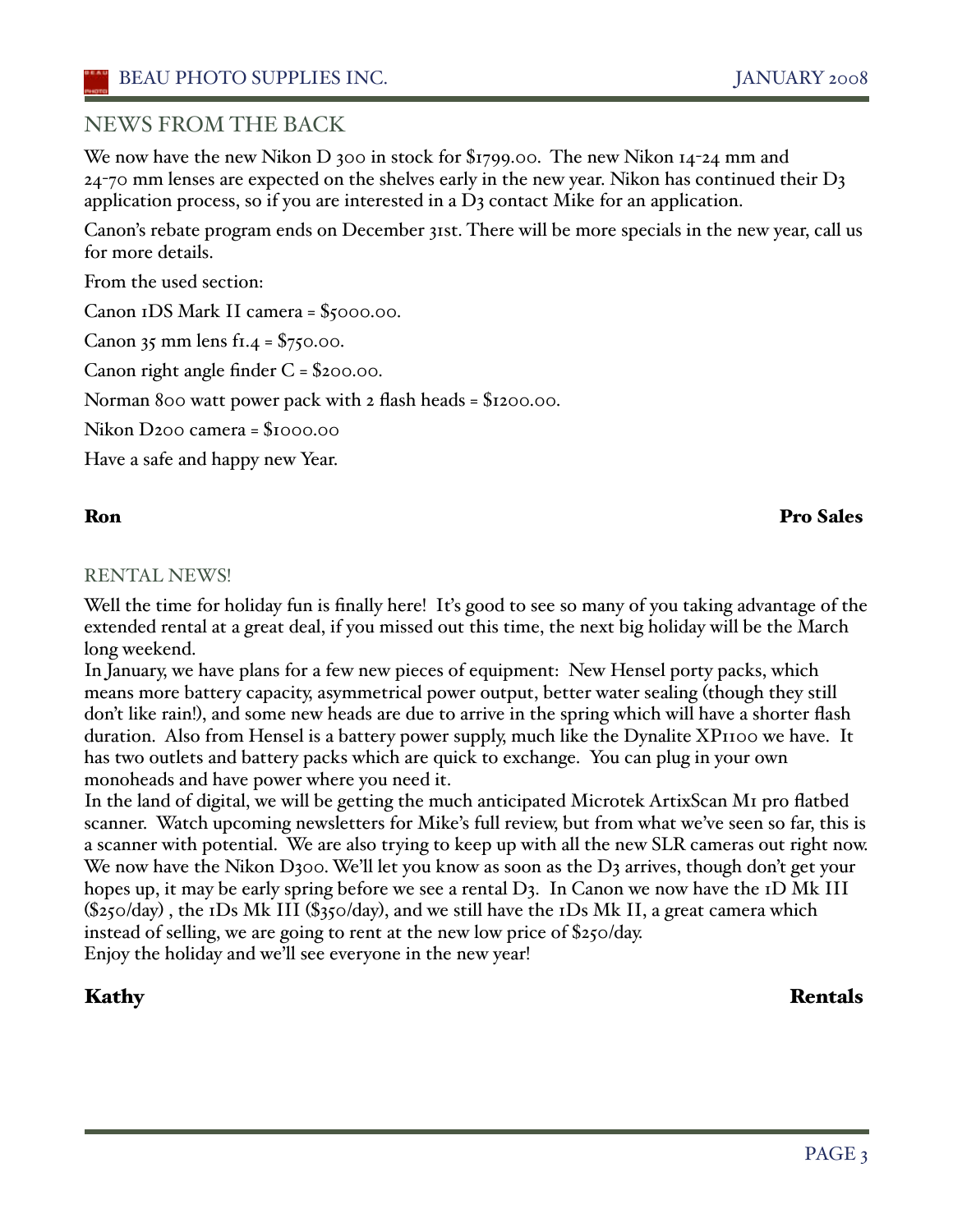## NEWS FROM THE BACK

We now have the new Nikon D 300 in stock for $1799.00. The new Nikon 14-24 mm and 24-70 mm lenses are expected on the shelves early in the new year. Nikon has continued their D3 application process, so if you are interested in a D3 contact Mike for an application.

Canon's rebate program ends on December 31st. There will be more specials in the new year, call us for more details.

From the used section:

Canon 1DS Mark II camera = $5000.00.

Canon 35 mm lens f1.4 = $750.00.

Canon right angle finder C = $200.00.

Norman 800 watt power pack with 2 flash heads = $1200.00.

Nikon D200 camera = $1000.00

Have a safe and happy new Year.

**Ron** **Pro Sales**

## RENTAL NEWS!

Well the time for holiday fun is finally here! It's good to see so many of you taking advantage of the extended rental at a great deal, if you missed out this time, the next big holiday will be the March long weekend.

In January, we have plans for a few new pieces of equipment: New Hensel porty packs, which means more battery capacity, asymmetrical power output, better water sealing (though they still don't like rain!), and some new heads are due to arrive in the spring which will have a shorter flash duration. Also from Hensel is a battery power supply, much like the Dynalite XP1100 we have. It has two outlets and battery packs which are quick to exchange. You can plug in your own monoheads and have power where you need it.

In the land of digital, we will be getting the much anticipated Microtek ArtixScan M1 pro flatbed scanner. Watch upcoming newsletters for Mike's full review, but from what we've seen so far, this is a scanner with potential. We are also trying to keep up with all the new SLR cameras out right now. We now have the Nikon D300. We'll let you know as soon as the D3 arrives, though don't get your hopes up, it may be early spring before we see a rental D3. In Canon we now have the 1D Mk III ($250/day) , the 1Ds Mk III ($350/day), and we still have the 1Ds Mk II, a great camera which instead of selling, we are going to rent at the new low price of $250/day.

Enjoy the holiday and we'll see everyone in the new year!

**Kathy** **Rentals**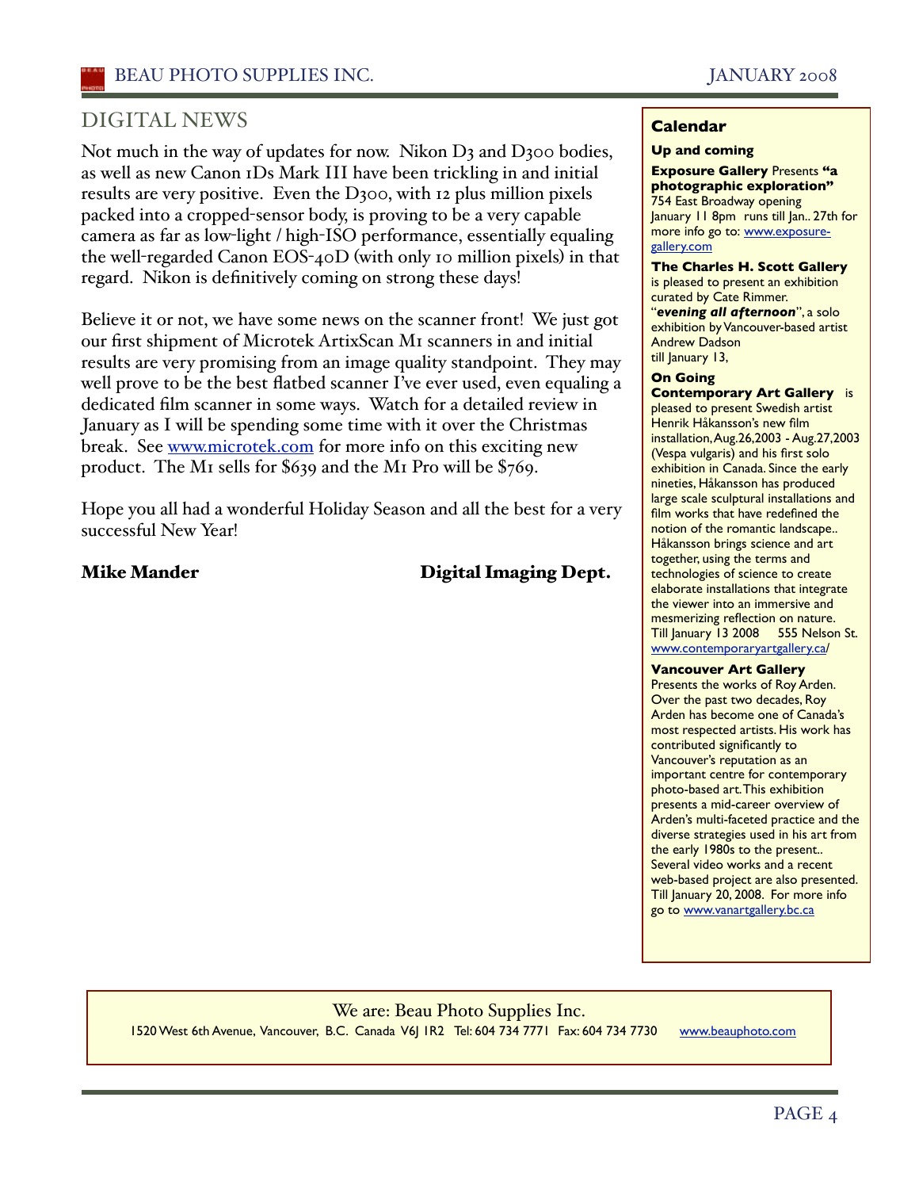## DIGITAL NEWS

Not much in the way of updates for now. Nikon D3 and D300 bodies, as well as new Canon 1Ds Mark III have been trickling in and initial results are very positive. Even the D300, with 12 plus million pixels packed into a cropped-sensor body, is proving to be a very capable camera as far as low-light / high-ISO performance, essentially equaling the well-regarded Canon EOS-40D (with only 10 million pixels) in that regard. Nikon is definitively coming on strong these days!

Believe it or not, we have some news on the scanner front! We just got our first shipment of Microtek ArtixScan M1 scanners in and initial results are very promising from an image quality standpoint. They may well prove to be the best flatbed scanner I've ever used, even equaling a dedicated film scanner in some ways. Watch for a detailed review in January as I will be spending some time with it over the Christmas break. See www.microtek.com for more info on this exciting new product. The M1 sells for $639 and the M1 Pro will be $769.

Hope you all had a wonderful Holiday Season and all the best for a very successful New Year!

**Mike Mander** **Digital Imaging Dept.**

## Calendar

### Up and coming

**Exposure Gallery** Presents **"a photographic exploration"** 754 East Broadway opening January 11 8pm runs till Jan.. 27th for more info go to: www.exposure-gallery.com

**The Charles H. Scott Gallery** is pleased to present an exhibition curated by Cate Rimmer. "***evening all afternoon***", a solo exhibition by Vancouver-based artist Andrew Dadson till January 13,

### On Going

**Contemporary Art Gallery** is pleased to present Swedish artist Henrik Håkansson's new film installation, Aug.26,2003 - Aug.27,2003 (Vespa vulgaris) and his first solo exhibition in Canada. Since the early nineties, Håkansson has produced large scale sculptural installations and film works that have redefined the notion of the romantic landscape.. Håkansson brings science and art together, using the terms and technologies of science to create elaborate installations that integrate the viewer into an immersive and mesmerizing reflection on nature. Till January 13 2008 555 Nelson St. www.contemporaryartgallery.ca/

**Vancouver Art Gallery** Presents the works of Roy Arden. Over the past two decades, Roy Arden has become one of Canada's most respected artists. His work has contributed significantly to Vancouver's reputation as an important centre for contemporary photo-based art. This exhibition presents a mid-career overview of Arden's multi-faceted practice and the diverse strategies used in his art from the early 1980s to the present.. Several video works and a recent web-based project are also presented. Till January 20, 2008. For more info go to www.vanartgallery.bc.ca

We are: Beau Photo Supplies Inc.

1520 West 6th Avenue, Vancouver, B.C. Canada V6J 1R2 Tel: 604 734 7771 Fax: 604 734 7730 www.beauphoto.com